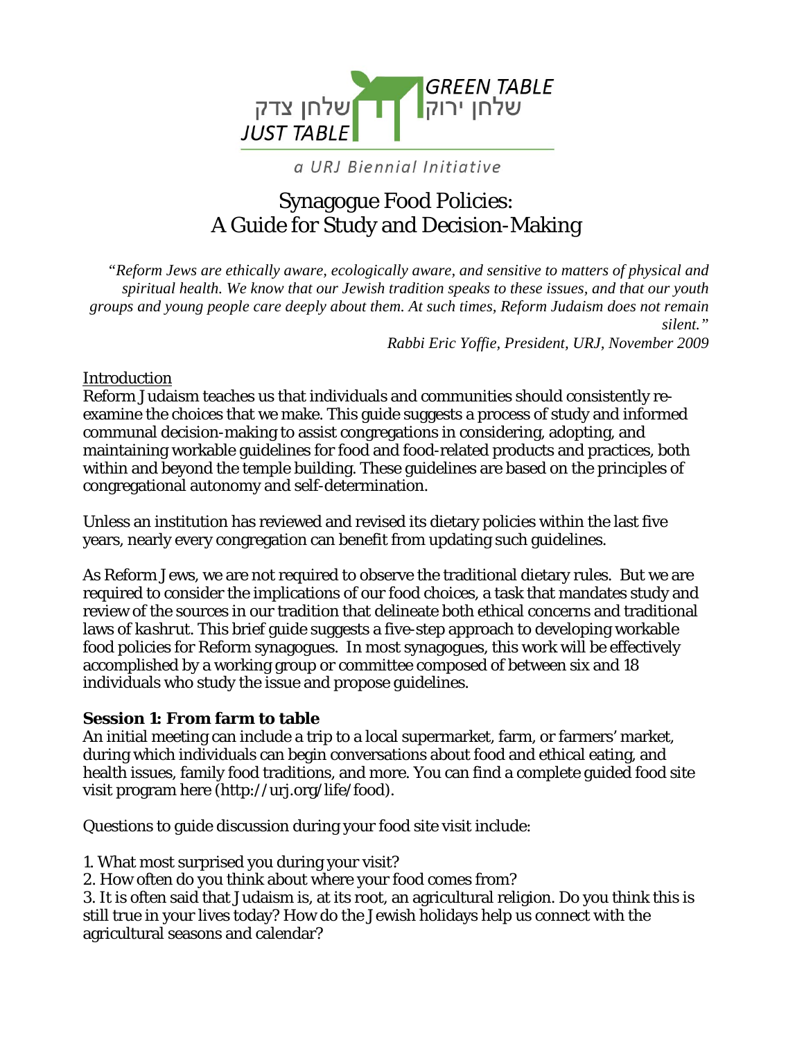שלחן צדק
JUST TABLE

GREEN TABLE
שלחן ירוק

*a URJ Biennial Initiative*

# Synagogue Food Policies: A Guide for Study and Decision-Making

> *"Reform Jews are ethically aware, ecologically aware, and sensitive to matters of physical and spiritual health. We know that our Jewish tradition speaks to these issues, and that our youth groups and young people care deeply about them. At such times, Reform Judaism does not remain silent."*
>
> *Rabbi Eric Yoffie, President, URJ, November 2009*

## Introduction

Reform Judaism teaches us that individuals and communities should consistently re-examine the choices that we make. This guide suggests a process of study and informed communal decision-making to assist congregations in considering, adopting, and maintaining workable guidelines for food and food-related products and practices, both within and beyond the temple building. These guidelines are based on the principles of congregational autonomy and self-determination.

Unless an institution has reviewed and revised its dietary policies within the last five years, nearly every congregation can benefit from updating such guidelines.

As Reform Jews, we are not required to observe the traditional dietary rules. But we are required to consider the implications of our food choices, a task that mandates study and review of the sources in our tradition that delineate both ethical concerns and traditional laws of *kashrut*. This brief guide suggests a five-step approach to developing workable food policies for Reform synagogues. In most synagogues, this work will be effectively accomplished by a working group or committee composed of between six and 18 individuals who study the issue and propose guidelines.

### Session 1: From farm to table

An initial meeting can include a trip to a local supermarket, farm, or farmers' market, during which individuals can begin conversations about food and ethical eating, and health issues, family food traditions, and more. You can find a complete guided food site visit program here (http://urj.org/life/food).

Questions to guide discussion during your food site visit include:

1. What most surprised you during your visit?
2. How often do you think about where your food comes from?
3. It is often said that Judaism is, at its root, an agricultural religion. Do you think this is still true in your lives today? How do the Jewish holidays help us connect with the agricultural seasons and calendar?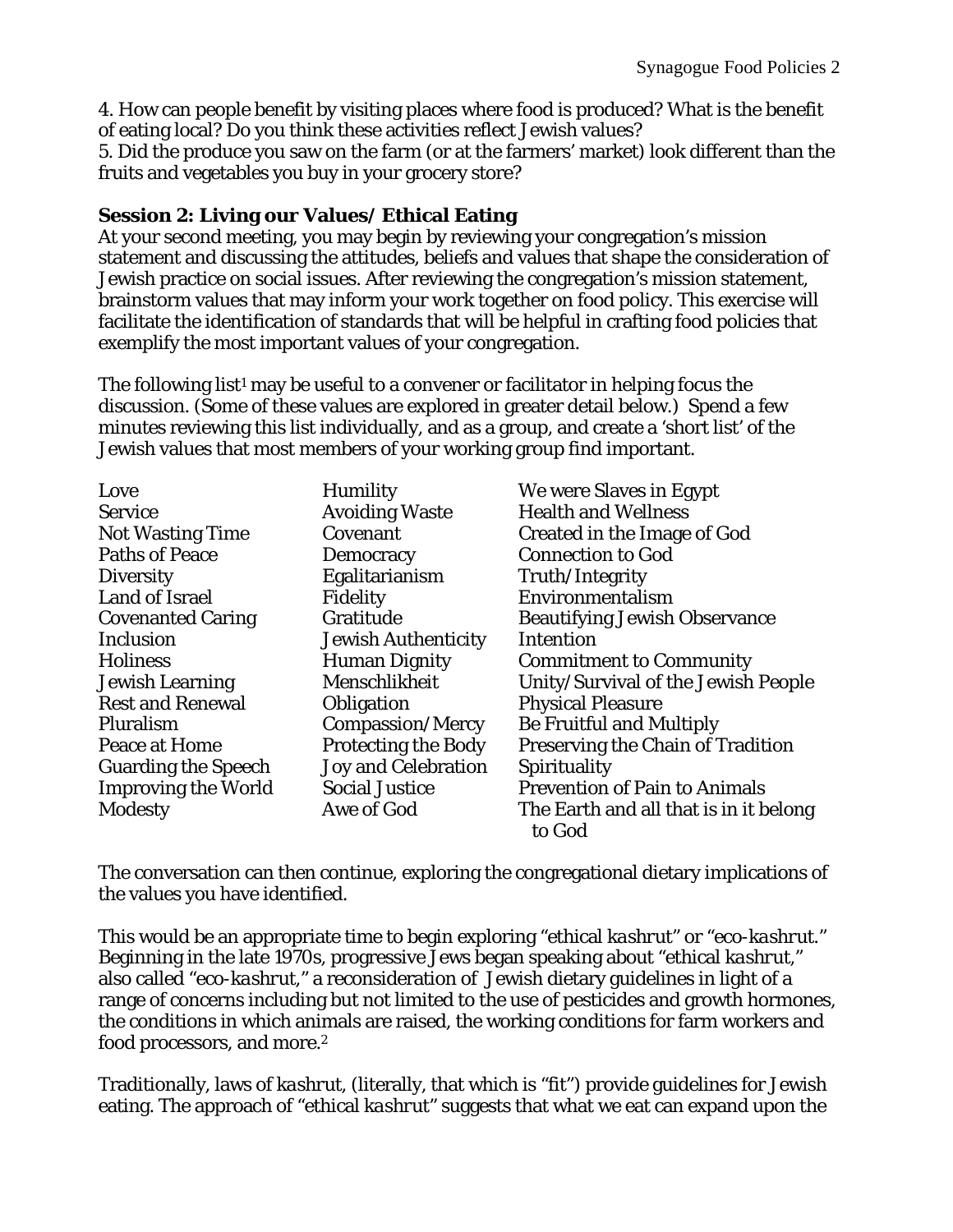4. How can people benefit by visiting places where food is produced? What is the benefit of eating local? Do you think these activities reflect Jewish values?
5. Did the produce you saw on the farm (or at the farmers' market) look different than the fruits and vegetables you buy in your grocery store?

**Session 2: Living our Values/ Ethical Eating**

At your second meeting, you may begin by reviewing your congregation's mission statement and discussing the attitudes, beliefs and values that shape the consideration of Jewish practice on social issues. After reviewing the congregation's mission statement, brainstorm values that may inform your work together on food policy. This exercise will facilitate the identification of standards that will be helpful in crafting food policies that exemplify the most important values of your congregation.

The following list[1] may be useful to a convener or facilitator in helping focus the discussion. (Some of these values are explored in greater detail below.) Spend a few minutes reviewing this list individually, and as a group, and create a 'short list' of the Jewish values that most members of your working group find important.

| | | |
|---|---|---|
| Love | Humility | We were Slaves in Egypt |
| Service | Avoiding Waste | Health and Wellness |
| Not Wasting Time | Covenant | Created in the Image of God |
| Paths of Peace | Democracy | Connection to God |
| Diversity | Egalitarianism | Truth/Integrity |
| Land of Israel | Fidelity | Environmentalism |
| Covenanted Caring | Gratitude | Beautifying Jewish Observance |
| Inclusion | Jewish Authenticity | Intention |
| Holiness | Human Dignity | Commitment to Community |
| Jewish Learning | Menschlikheit | Unity/Survival of the Jewish People |
| Rest and Renewal | Obligation | Physical Pleasure |
| Pluralism | Compassion/Mercy | Be Fruitful and Multiply |
| Peace at Home | Protecting the Body | Preserving the Chain of Tradition |
| Guarding the Speech | Joy and Celebration | Spirituality |
| Improving the World | Social Justice | Prevention of Pain to Animals |
| Modesty | Awe of God | The Earth and all that is in it belong to God |

The conversation can then continue, exploring the congregational dietary implications of the values you have identified.

This would be an appropriate time to begin exploring "ethical *kashrut*" or "eco-*kashrut*." Beginning in the late 1970s, progressive Jews began speaking about "ethical *kashrut*," also called "eco-*kashrut*," a reconsideration of Jewish dietary guidelines in light of a range of concerns including but not limited to the use of pesticides and growth hormones, the conditions in which animals are raised, the working conditions for farm workers and food processors, and more.[2]

Traditionally, laws of *kashrut*, (literally, that which is "fit") provide guidelines for Jewish eating. The approach of "ethical *kashrut*" suggests that what we eat can expand upon the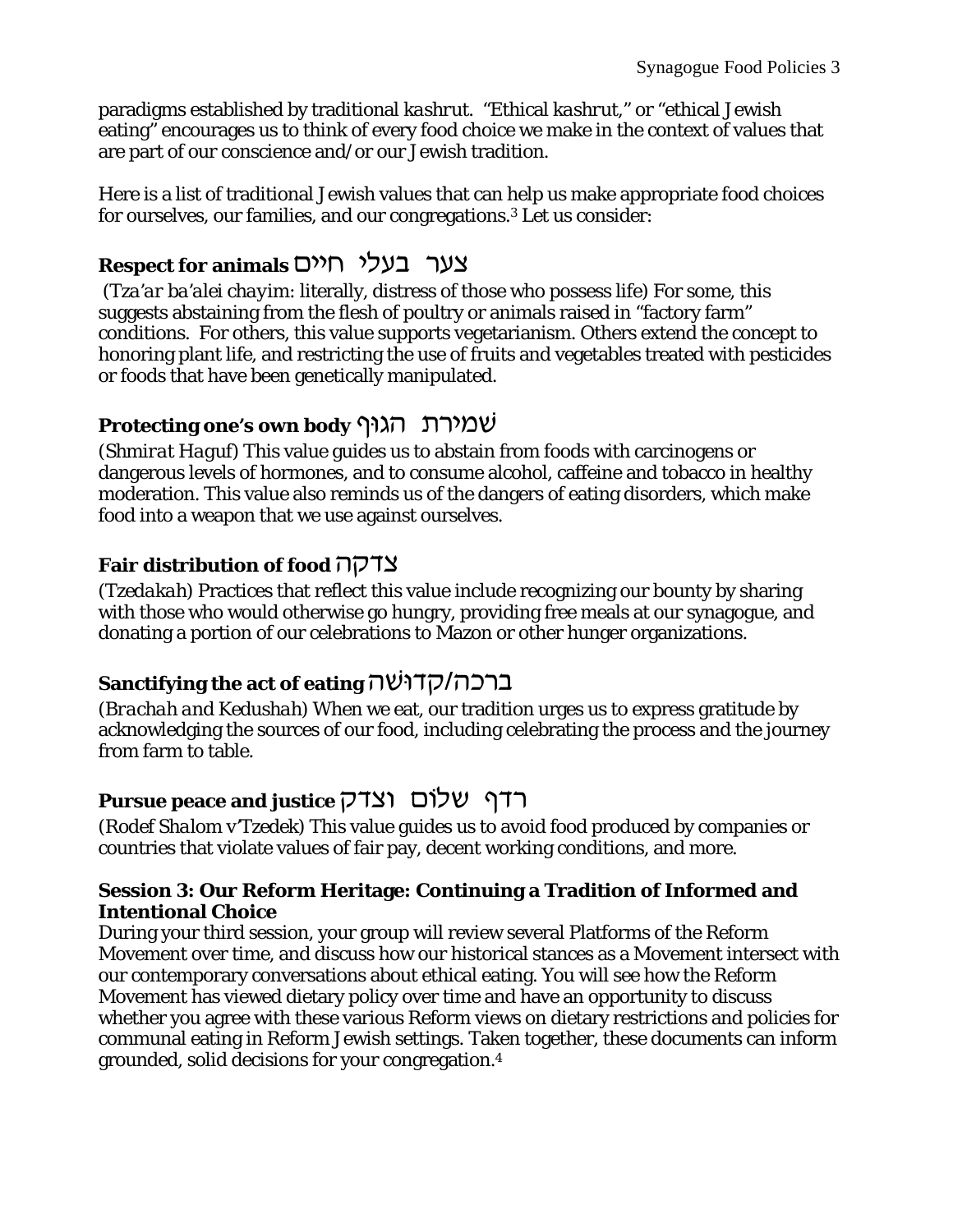paradigms established by traditional *kashrut*. "Ethical *kashrut*," or "ethical Jewish eating" encourages us to think of every food choice we make in the context of values that are part of our conscience and/or our Jewish tradition.

Here is a list of traditional Jewish values that can help us make appropriate food choices for ourselves, our families, and our congregations.[3] Let us consider:

### Respect for animals צער בעלי חיים

(*Tza'ar ba'alei chayim*: literally, distress of those who possess life) For some, this suggests abstaining from the flesh of poultry or animals raised in "factory farm" conditions. For others, this value supports vegetarianism. Others extend the concept to honoring plant life, and restricting the use of fruits and vegetables treated with pesticides or foods that have been genetically manipulated.

### Protecting one's own body שׁמירת הגוף

(*Shmirat Haguf*) This value guides us to abstain from foods with carcinogens or dangerous levels of hormones, and to consume alcohol, caffeine and tobacco in healthy moderation. This value also reminds us of the dangers of eating disorders, which make food into a weapon that we use against ourselves.

### Fair distribution of food צדקה

(*Tzedakah*) Practices that reflect this value include recognizing our bounty by sharing with those who would otherwise go hungry, providing free meals at our synagogue, and donating a portion of our celebrations to Mazon or other hunger organizations.

### Sanctifying the act of eating ברכה/קדוּשׁה

(*Brachah and Kedushah*) When we eat, our tradition urges us to express gratitude by acknowledging the sources of our food, including celebrating the process and the journey from farm to table.

### Pursue peace and justice רדף שלוֹם וצדק

(*Rodef Shalom v'Tzedek*) This value guides us to avoid food produced by companies or countries that violate values of fair pay, decent working conditions, and more.

**Session 3: Our Reform Heritage: Continuing a Tradition of Informed and Intentional Choice**

During your third session, your group will review several Platforms of the Reform Movement over time, and discuss how our historical stances as a Movement intersect with our contemporary conversations about ethical eating. You will see how the Reform Movement has viewed dietary policy over time and have an opportunity to discuss whether you agree with these various Reform views on dietary restrictions and policies for communal eating in Reform Jewish settings. Taken together, these documents can inform grounded, solid decisions for your congregation.[4]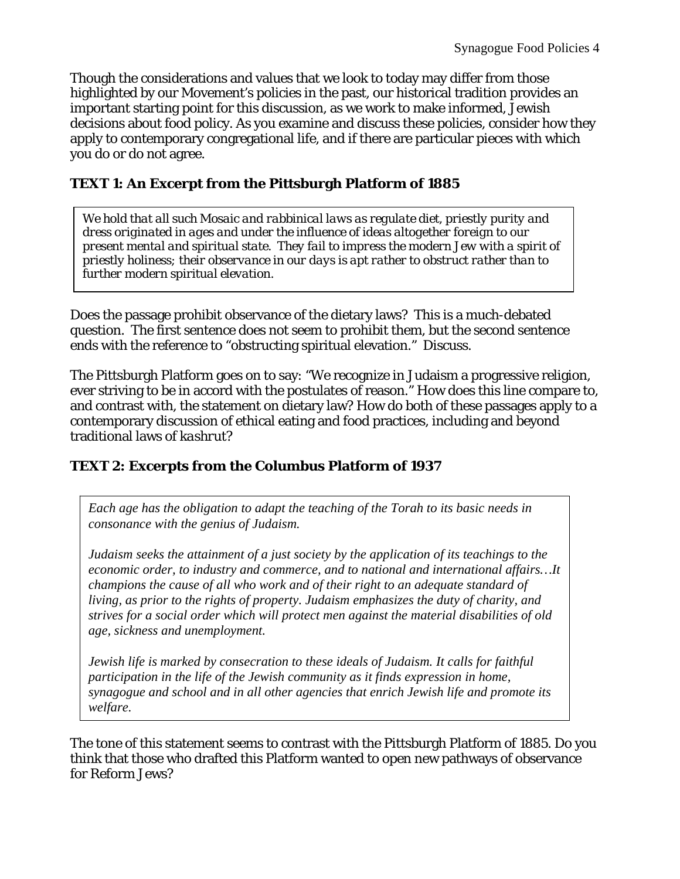Though the considerations and values that we look to today may differ from those highlighted by our Movement's policies in the past, our historical tradition provides an important starting point for this discussion, as we work to make informed, Jewish decisions about food policy. As you examine and discuss these policies, consider how they apply to contemporary congregational life, and if there are particular pieces with which you do or do not agree.

### TEXT 1: An Excerpt from the Pittsburgh Platform of 1885

> *We hold that all such Mosaic and rabbinical laws as regulate diet, priestly purity and dress originated in ages and under the influence of ideas altogether foreign to our present mental and spiritual state. They fail to impress the modern Jew with a spirit of priestly holiness; their observance in our days is apt rather to obstruct rather than to further modern spiritual elevation.*

Does the passage prohibit observance of the dietary laws? This is a much-debated question. The first sentence does not seem to prohibit them, but the second sentence ends with the reference to "obstructing spiritual elevation." Discuss.

The Pittsburgh Platform goes on to say: "We recognize in Judaism a progressive religion, ever striving to be in accord with the postulates of reason." How does this line compare to, and contrast with, the statement on dietary law? How do both of these passages apply to a contemporary discussion of ethical eating and food practices, including and beyond traditional laws of *kashrut*?

### TEXT 2: Excerpts from the Columbus Platform of 1937

> *Each age has the obligation to adapt the teaching of the Torah to its basic needs in consonance with the genius of Judaism.*
>
> *Judaism seeks the attainment of a just society by the application of its teachings to the economic order, to industry and commerce, and to national and international affairs…It champions the cause of all who work and of their right to an adequate standard of living, as prior to the rights of property. Judaism emphasizes the duty of charity, and strives for a social order which will protect men against the material disabilities of old age, sickness and unemployment.*
>
> *Jewish life is marked by consecration to these ideals of Judaism. It calls for faithful participation in the life of the Jewish community as it finds expression in home, synagogue and school and in all other agencies that enrich Jewish life and promote its welfare.*

The tone of this statement seems to contrast with the Pittsburgh Platform of 1885. Do you think that those who drafted this Platform wanted to open new pathways of observance for Reform Jews?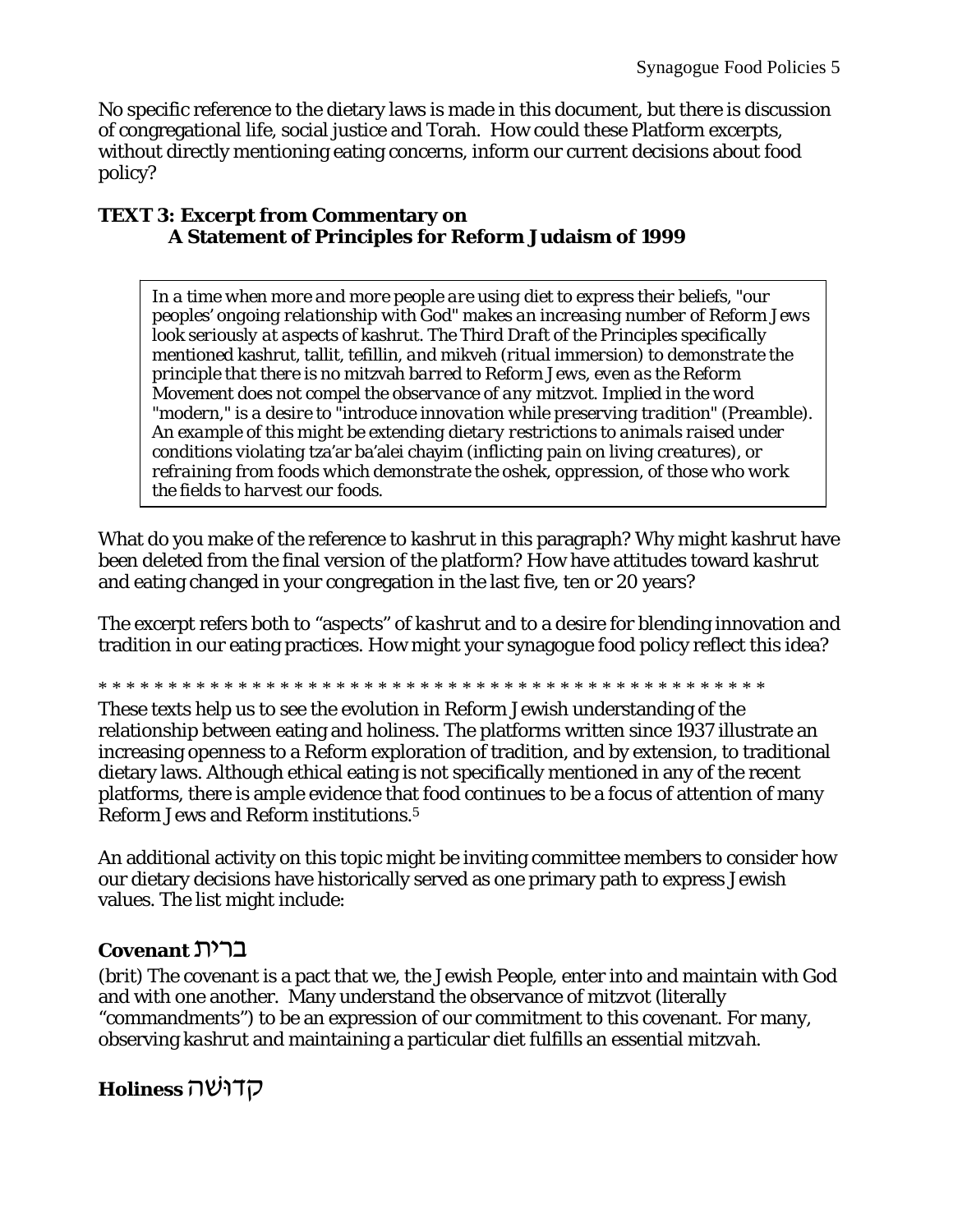No specific reference to the dietary laws is made in this document, but there is discussion of congregational life, social justice and Torah. How could these Platform excerpts, without directly mentioning eating concerns, inform our current decisions about food policy?

**TEXT 3: Excerpt from Commentary on**
**A Statement of Principles for Reform Judaism of 1999**

> *In a time when more and more people are using diet to express their beliefs, "our peoples' ongoing relationship with God" makes an increasing number of Reform Jews look seriously at aspects of kashrut. The Third Draft of the Principles specifically mentioned kashrut, tallit, tefillin, and mikveh (ritual immersion) to demonstrate the principle that there is no mitzvah barred to Reform Jews, even as the Reform Movement does not compel the observance of any mitzvot. Implied in the word "modern," is a desire to "introduce innovation while preserving tradition" (Preamble). An example of this might be extending dietary restrictions to animals raised under conditions violating tza'ar ba'alei chayim (inflicting pain on living creatures), or refraining from foods which demonstrate the oshek, oppression, of those who work the fields to harvest our foods.*

What do you make of the reference to *kashrut* in this paragraph? Why might *kashrut* have been deleted from the final version of the platform? How have attitudes toward *kashrut* and eating changed in your congregation in the last five, ten or 20 years?

The excerpt refers both to "aspects" of *kashrut* and to a desire for blending innovation and tradition in our eating practices. How might your synagogue food policy reflect this idea?

\* \* \* \* \* \* \* \* \* \* \* \* \* \* \* \* \* \* \* \* \* \* \* \* \* \* \* \* \* \* \* \* \* \* \* \* \* \* \* \* \* \* \* \* \* \* \* \* \* \*

These texts help us to see the evolution in Reform Jewish understanding of the relationship between eating and holiness. The platforms written since 1937 illustrate an increasing openness to a Reform exploration of tradition, and by extension, to traditional dietary laws. Although ethical eating is not specifically mentioned in any of the recent platforms, there is ample evidence that food continues to be a focus of attention of many Reform Jews and Reform institutions.[5]

An additional activity on this topic might be inviting committee members to consider how our dietary decisions have historically served as one primary path to express Jewish values. The list might include:

## Covenant ברית

(brit) The covenant is a pact that we, the Jewish People, enter into and maintain with God and with one another. Many understand the observance of mitzvot (literally "commandments") to be an expression of our commitment to this covenant. For many, observing *kashrut* and maintaining a particular diet fulfills an essential *mitzvah*.

## Holiness קדושה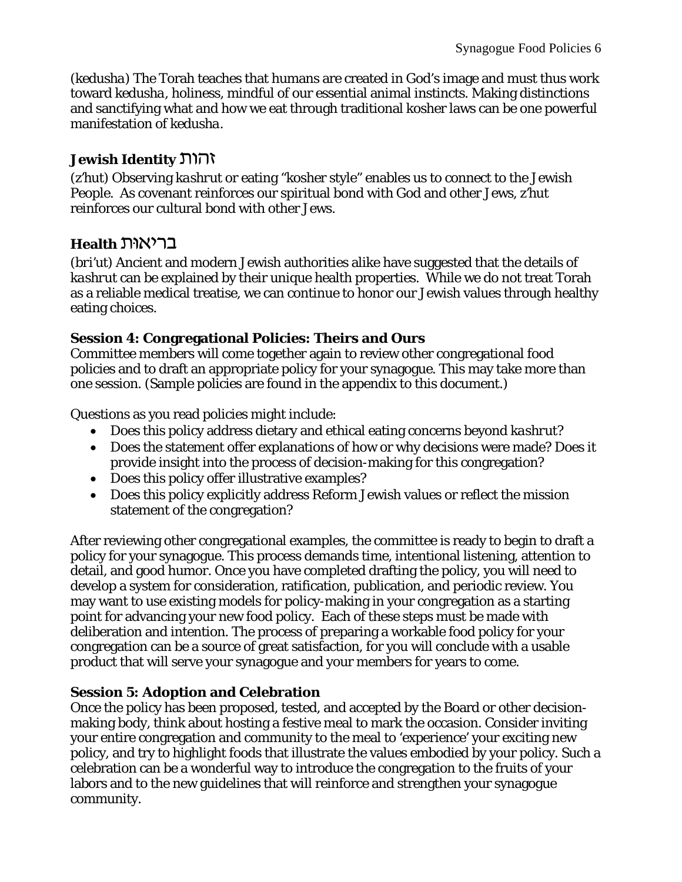(kedusha) The Torah teaches that humans are created in God's image and must thus work toward *kedusha*, holiness, mindful of our essential animal instincts. Making distinctions and sanctifying what and how we eat through traditional kosher laws can be one powerful manifestation of *kedusha*.

### Jewish Identity זהות

(z'hut) Observing *kashrut* or eating "kosher style" enables us to connect to the Jewish People. As covenant reinforces our spiritual bond with God and other Jews, z'hut reinforces our cultural bond with other Jews.

### Health בריאות

(bri'ut) Ancient and modern Jewish authorities alike have suggested that the details of *kashrut* can be explained by their unique health properties. While we do not treat Torah as a reliable medical treatise, we can continue to honor our Jewish values through healthy eating choices.

### Session 4: Congregational Policies: Theirs and Ours

Committee members will come together again to review other congregational food policies and to draft an appropriate policy for your synagogue. This may take more than one session. (Sample policies are found in the appendix to this document.)

Questions as you read policies might include:

- Does this policy address dietary and ethical eating concerns beyond *kashrut*?
- Does the statement offer explanations of how or why decisions were made? Does it provide insight into the process of decision-making for this congregation?
- Does this policy offer illustrative examples?
- Does this policy explicitly address Reform Jewish values or reflect the mission statement of the congregation?

After reviewing other congregational examples, the committee is ready to begin to draft a policy for your synagogue. This process demands time, intentional listening, attention to detail, and good humor. Once you have completed drafting the policy, you will need to develop a system for consideration, ratification, publication, and periodic review. You may want to use existing models for policy-making in your congregation as a starting point for advancing your new food policy. Each of these steps must be made with deliberation and intention. The process of preparing a workable food policy for your congregation can be a source of great satisfaction, for you will conclude with a usable product that will serve your synagogue and your members for years to come.

### Session 5: Adoption and Celebration

Once the policy has been proposed, tested, and accepted by the Board or other decision-making body, think about hosting a festive meal to mark the occasion. Consider inviting your entire congregation and community to the meal to 'experience' your exciting new policy, and try to highlight foods that illustrate the values embodied by your policy. Such a celebration can be a wonderful way to introduce the congregation to the fruits of your labors and to the new guidelines that will reinforce and strengthen your synagogue community.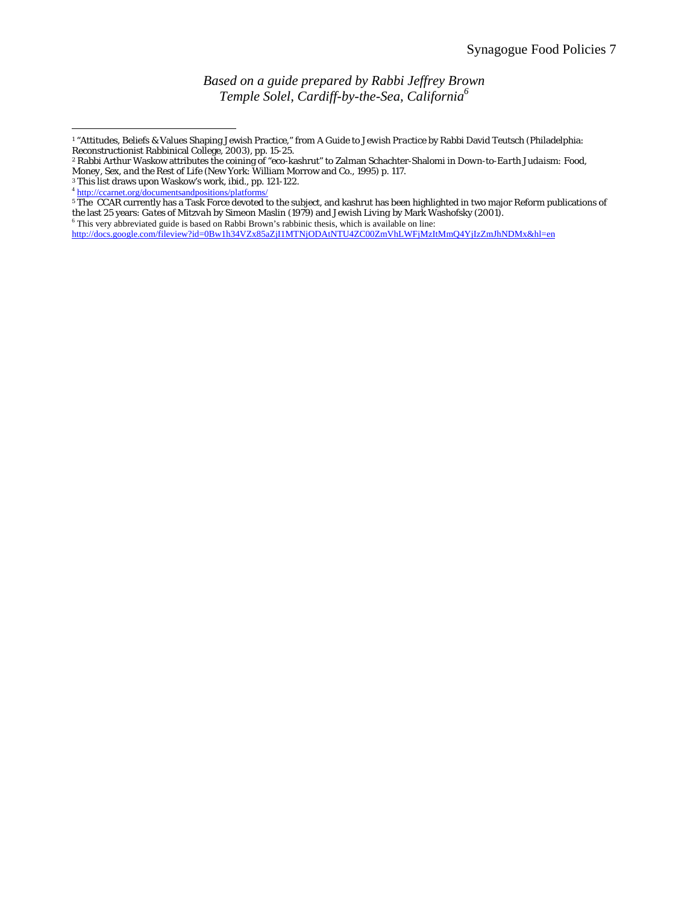*Based on a guide prepared by Rabbi Jeffrey Brown*
*Temple Solel, Cardiff-by-the-Sea, California*[6]

---

[1] "Attitudes, Beliefs & Values Shaping Jewish Practice," from *A Guide to Jewish Practice* by Rabbi David Teutsch (Philadelphia: Reconstructionist Rabbinical College, 2003), pp. 15-25.

[2] Rabbi Arthur Waskow attributes the coining of "eco-kashrut" to Zalman Schachter-Shalomi in *Down-to-Earth Judaism: Food, Money, Sex, and the Rest of Life* (New York: William Morrow and Co., 1995) p. 117.

[3] This list draws upon Waskow's work, ibid., pp. 121-122.

[4] http://ccarnet.org/documentsandpositions/platforms/

[5] The CCAR currently has a Task Force devoted to the subject, and kashrut has been highlighted in two major Reform publications of the last 25 years: *Gates of Mitzvah* by Simeon Maslin (1979) and *Jewish Living* by Mark Washofsky (2001).

[6] This very abbreviated guide is based on Rabbi Brown's rabbinic thesis, which is available on line: http://docs.google.com/fileview?id=0Bw1h34VZx85aZjI1MTNjODAtNTU4ZC00ZmVhLWFjMzItMmQ4YjIzZmJhNDMx&hl=en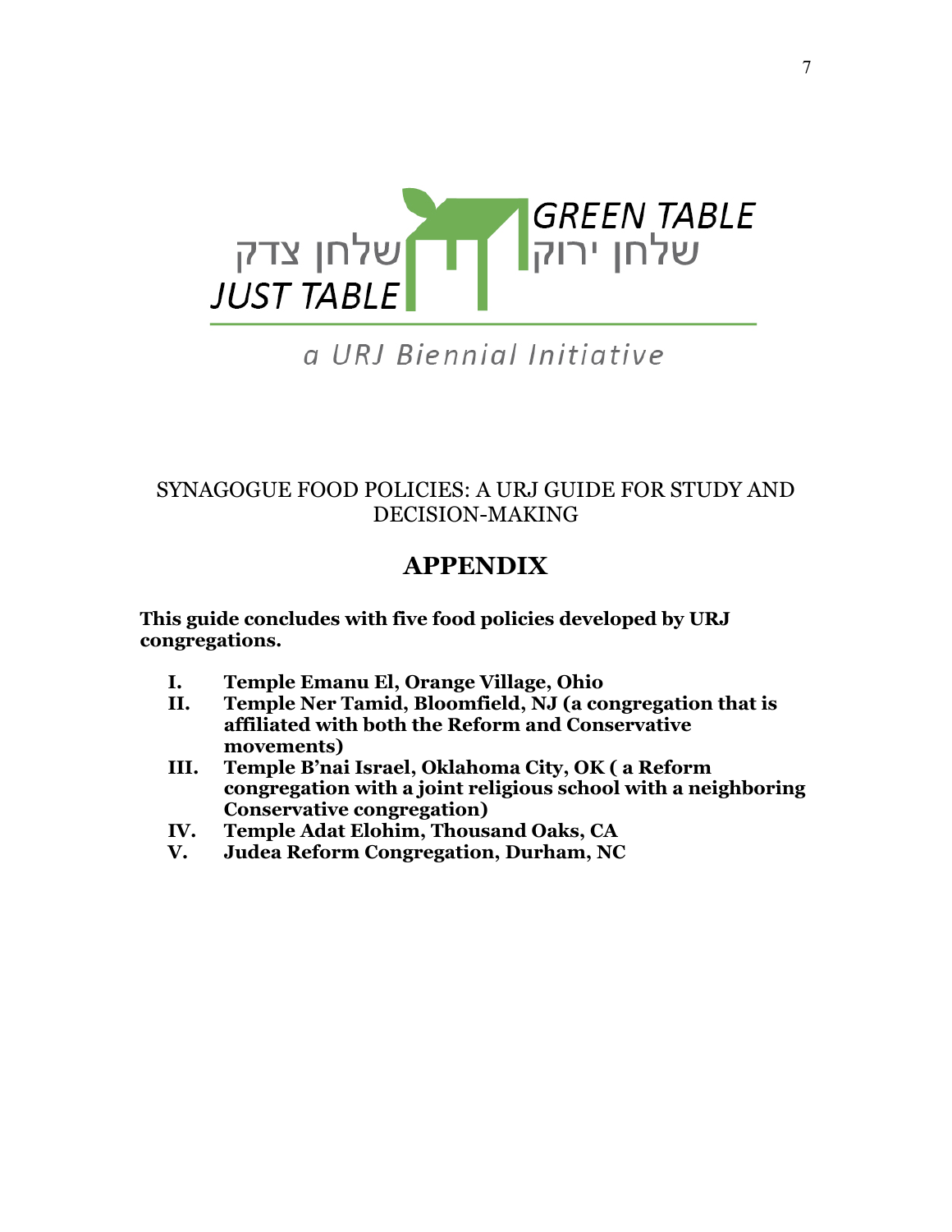JUST TABLE שלחן צדק

GREEN TABLE שלחן ירוק

a URJ Biennial Initiative

SYNAGOGUE FOOD POLICIES: A URJ GUIDE FOR STUDY AND DECISION-MAKING

# APPENDIX

**This guide concludes with five food policies developed by URJ congregations.**

I. **Temple Emanu El, Orange Village, Ohio**
II. **Temple Ner Tamid, Bloomfield, NJ (a congregation that is affiliated with both the Reform and Conservative movements)**
III. **Temple B'nai Israel, Oklahoma City, OK ( a Reform congregation with a joint religious school with a neighboring Conservative congregation)**
IV. **Temple Adat Elohim, Thousand Oaks, CA**
V. **Judea Reform Congregation, Durham, NC**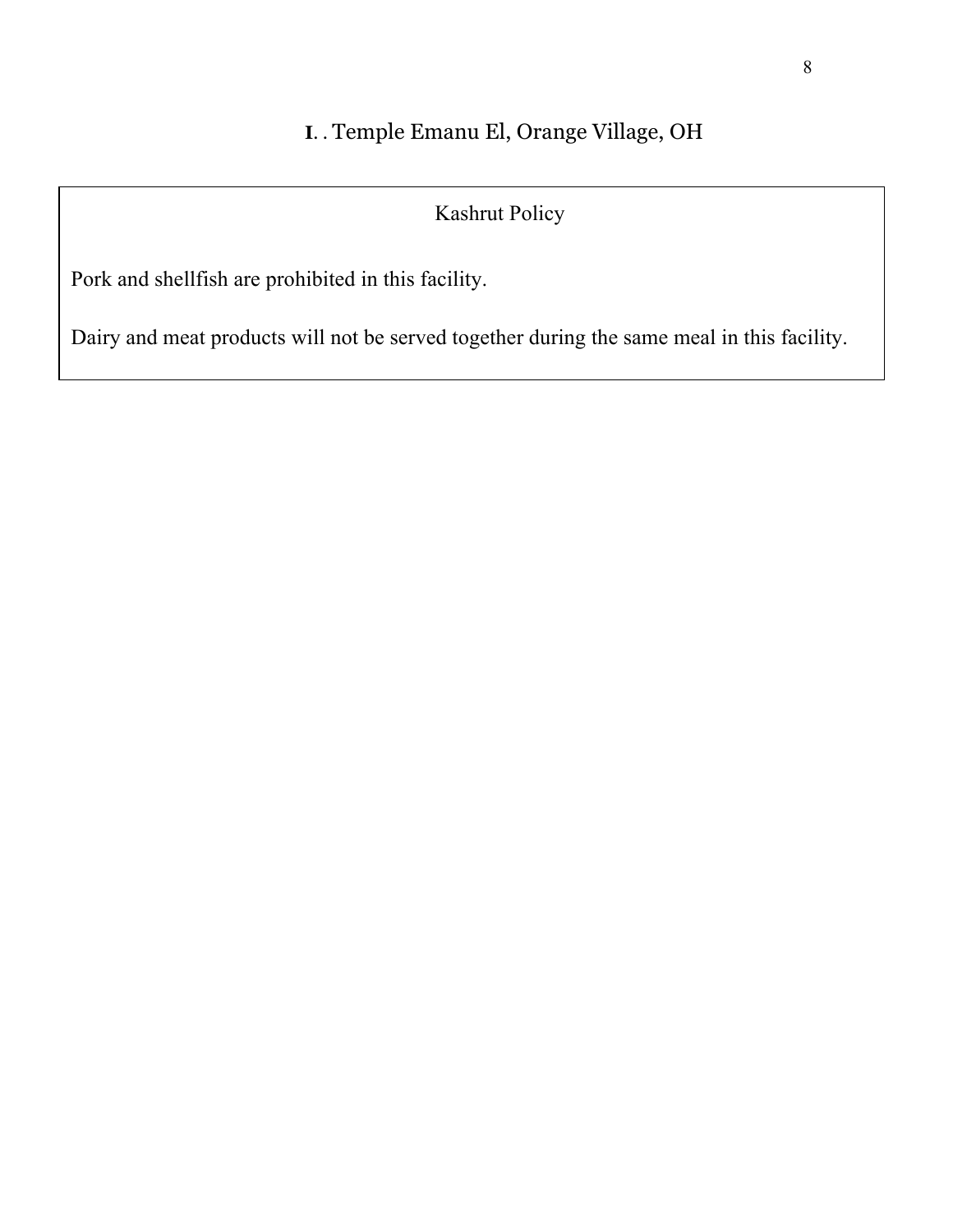## I. . Temple Emanu El, Orange Village, OH

### Kashrut Policy

Pork and shellfish are prohibited in this facility.

Dairy and meat products will not be served together during the same meal in this facility.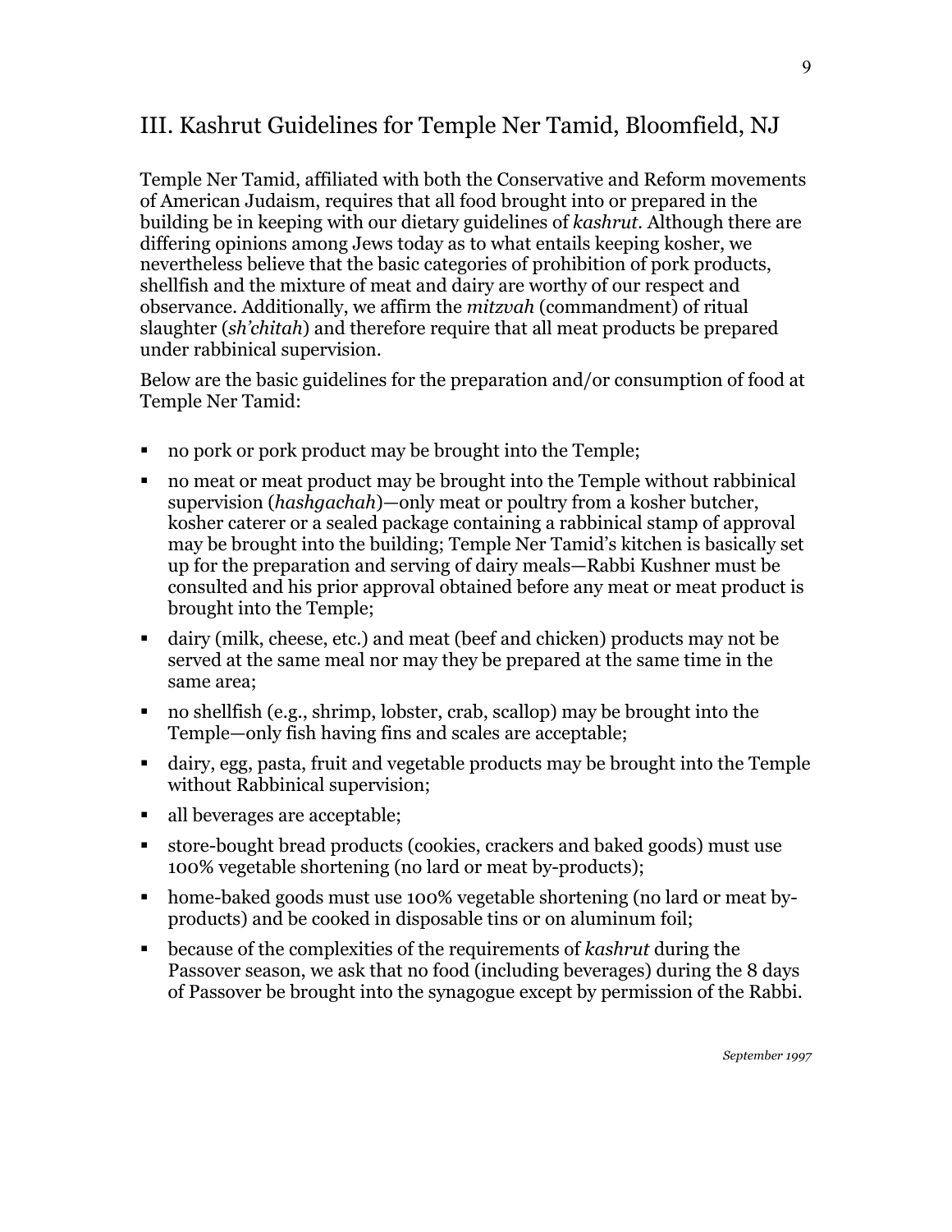## III. Kashrut Guidelines for Temple Ner Tamid, Bloomfield, NJ

Temple Ner Tamid, affiliated with both the Conservative and Reform movements of American Judaism, requires that all food brought into or prepared in the building be in keeping with our dietary guidelines of *kashrut*. Although there are differing opinions among Jews today as to what entails keeping kosher, we nevertheless believe that the basic categories of prohibition of pork products, shellfish and the mixture of meat and dairy are worthy of our respect and observance. Additionally, we affirm the *mitzvah* (commandment) of ritual slaughter (*sh'chitah*) and therefore require that all meat products be prepared under rabbinical supervision.

Below are the basic guidelines for the preparation and/or consumption of food at Temple Ner Tamid:

- no pork or pork product may be brought into the Temple;
- no meat or meat product may be brought into the Temple without rabbinical supervision (*hashgachah*)—only meat or poultry from a kosher butcher, kosher caterer or a sealed package containing a rabbinical stamp of approval may be brought into the building; Temple Ner Tamid's kitchen is basically set up for the preparation and serving of dairy meals—Rabbi Kushner must be consulted and his prior approval obtained before any meat or meat product is brought into the Temple;
- dairy (milk, cheese, etc.) and meat (beef and chicken) products may not be served at the same meal nor may they be prepared at the same time in the same area;
- no shellfish (e.g., shrimp, lobster, crab, scallop) may be brought into the Temple—only fish having fins and scales are acceptable;
- dairy, egg, pasta, fruit and vegetable products may be brought into the Temple without Rabbinical supervision;
- all beverages are acceptable;
- store-bought bread products (cookies, crackers and baked goods) must use 100% vegetable shortening (no lard or meat by-products);
- home-baked goods must use 100% vegetable shortening (no lard or meat by-products) and be cooked in disposable tins or on aluminum foil;
- because of the complexities of the requirements of *kashrut* during the Passover season, we ask that no food (including beverages) during the 8 days of Passover be brought into the synagogue except by permission of the Rabbi.

*September 1997*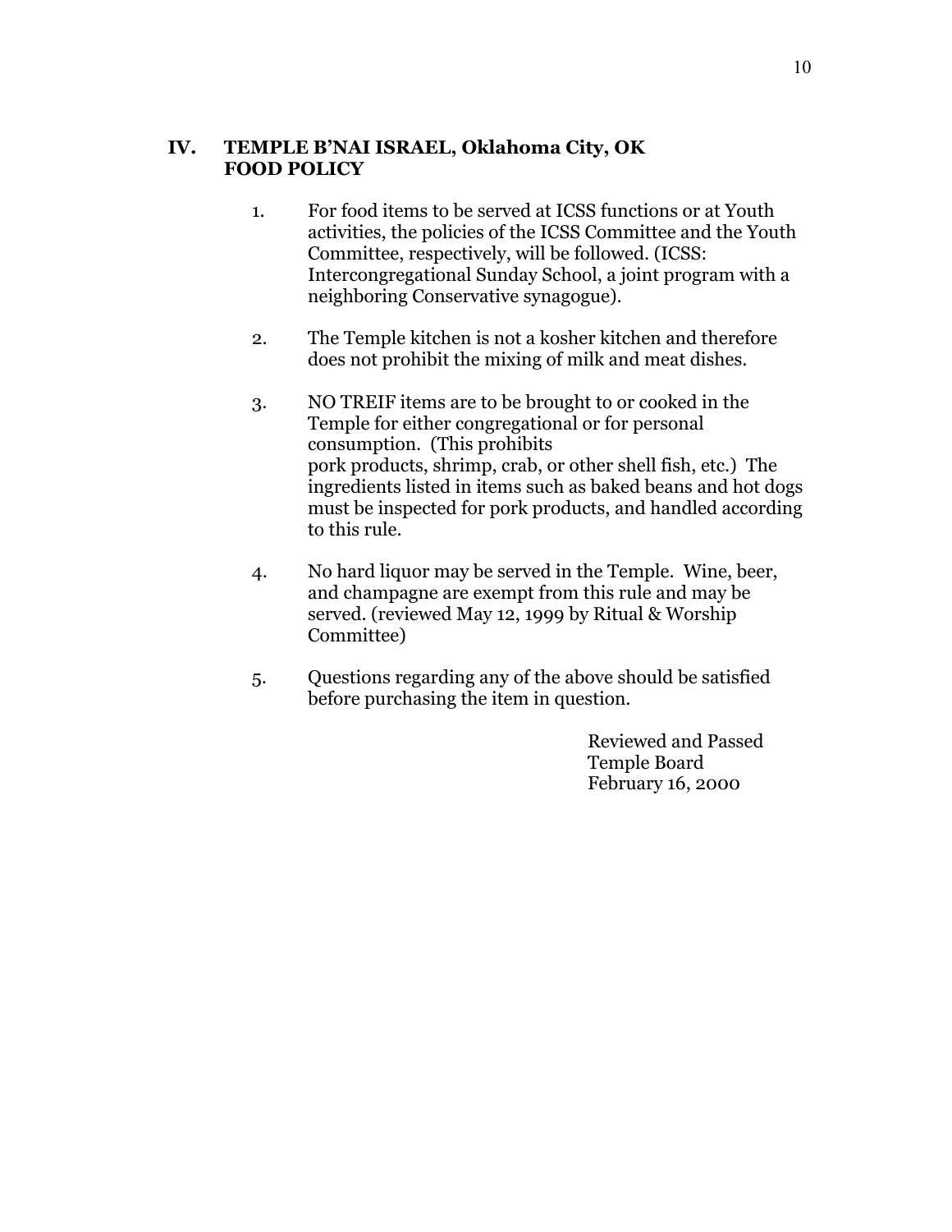## IV. TEMPLE B'NAI ISRAEL, Oklahoma City, OK FOOD POLICY

1. For food items to be served at ICSS functions or at Youth activities, the policies of the ICSS Committee and the Youth Committee, respectively, will be followed. (ICSS: Intercongregational Sunday School, a joint program with a neighboring Conservative synagogue).

2. The Temple kitchen is not a kosher kitchen and therefore does not prohibit the mixing of milk and meat dishes.

3. NO TREIF items are to be brought to or cooked in the Temple for either congregational or for personal consumption. (This prohibits pork products, shrimp, crab, or other shell fish, etc.) The ingredients listed in items such as baked beans and hot dogs must be inspected for pork products, and handled according to this rule.

4. No hard liquor may be served in the Temple. Wine, beer, and champagne are exempt from this rule and may be served. (reviewed May 12, 1999 by Ritual & Worship Committee)

5. Questions regarding any of the above should be satisfied before purchasing the item in question.

Reviewed and Passed
Temple Board
February 16, 2000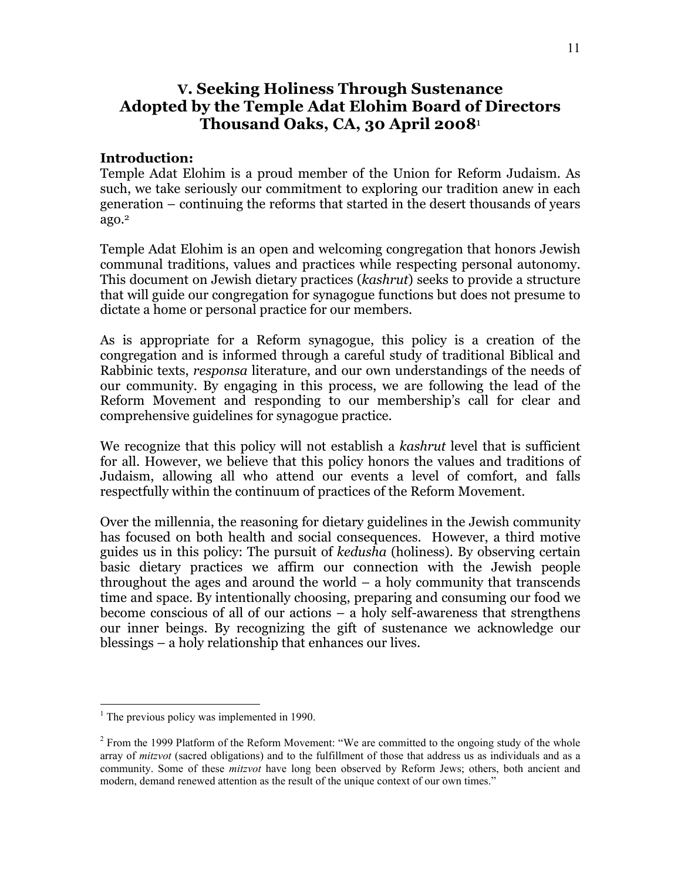## V. Seeking Holiness Through Sustenance
## Adopted by the Temple Adat Elohim Board of Directors
## Thousand Oaks, CA, 30 April 2008[1]

**Introduction:**

Temple Adat Elohim is a proud member of the Union for Reform Judaism. As such, we take seriously our commitment to exploring our tradition anew in each generation – continuing the reforms that started in the desert thousands of years ago.[2]

Temple Adat Elohim is an open and welcoming congregation that honors Jewish communal traditions, values and practices while respecting personal autonomy. This document on Jewish dietary practices (*kashrut*) seeks to provide a structure that will guide our congregation for synagogue functions but does not presume to dictate a home or personal practice for our members.

As is appropriate for a Reform synagogue, this policy is a creation of the congregation and is informed through a careful study of traditional Biblical and Rabbinic texts, *responsa* literature, and our own understandings of the needs of our community. By engaging in this process, we are following the lead of the Reform Movement and responding to our membership's call for clear and comprehensive guidelines for synagogue practice.

We recognize that this policy will not establish a *kashrut* level that is sufficient for all. However, we believe that this policy honors the values and traditions of Judaism, allowing all who attend our events a level of comfort, and falls respectfully within the continuum of practices of the Reform Movement.

Over the millennia, the reasoning for dietary guidelines in the Jewish community has focused on both health and social consequences. However, a third motive guides us in this policy: The pursuit of *kedusha* (holiness). By observing certain basic dietary practices we affirm our connection with the Jewish people throughout the ages and around the world – a holy community that transcends time and space. By intentionally choosing, preparing and consuming our food we become conscious of all of our actions – a holy self-awareness that strengthens our inner beings. By recognizing the gift of sustenance we acknowledge our blessings – a holy relationship that enhances our lives.

---

[1] The previous policy was implemented in 1990.

[2] From the 1999 Platform of the Reform Movement: "We are committed to the ongoing study of the whole array of *mitzvot* (sacred obligations) and to the fulfillment of those that address us as individuals and as a community. Some of these *mitzvot* have long been observed by Reform Jews; others, both ancient and modern, demand renewed attention as the result of the unique context of our own times."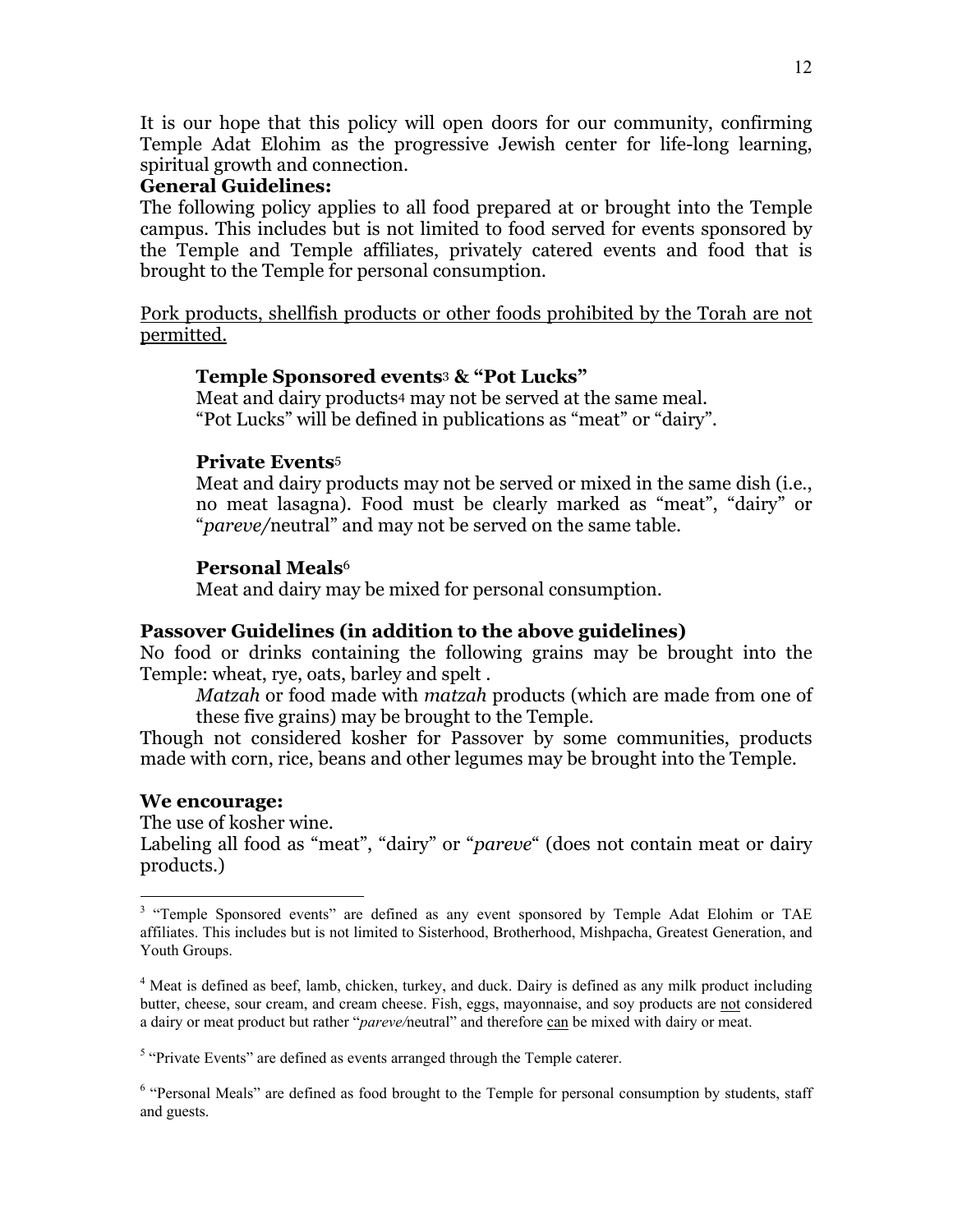It is our hope that this policy will open doors for our community, confirming Temple Adat Elohim as the progressive Jewish center for life-long learning, spiritual growth and connection.

**General Guidelines:**

The following policy applies to all food prepared at or brought into the Temple campus. This includes but is not limited to food served for events sponsored by the Temple and Temple affiliates, privately catered events and food that is brought to the Temple for personal consumption.

<u>Pork products, shellfish products or other foods prohibited by the Torah are not permitted.</u>

**Temple Sponsored events[3] & "Pot Lucks"**

Meat and dairy products[4] may not be served at the same meal.
"Pot Lucks" will be defined in publications as "meat" or "dairy".

**Private Events[5]**

Meat and dairy products may not be served or mixed in the same dish (i.e., no meat lasagna). Food must be clearly marked as "meat", "dairy" or "*pareve*/neutral" and may not be served on the same table.

**Personal Meals[6]**

Meat and dairy may be mixed for personal consumption.

**Passover Guidelines (in addition to the above guidelines)**

No food or drinks containing the following grains may be brought into the Temple: wheat, rye, oats, barley and spelt .

*Matzah* or food made with *matzah* products (which are made from one of these five grains) may be brought to the Temple.

Though not considered kosher for Passover by some communities, products made with corn, rice, beans and other legumes may be brought into the Temple.

**We encourage:**

The use of kosher wine.
Labeling all food as "meat", "dairy" or "*pareve*" (does not contain meat or dairy products.)

---

[3] "Temple Sponsored events" are defined as any event sponsored by Temple Adat Elohim or TAE affiliates. This includes but is not limited to Sisterhood, Brotherhood, Mishpacha, Greatest Generation, and Youth Groups.

[4] Meat is defined as beef, lamb, chicken, turkey, and duck. Dairy is defined as any milk product including butter, cheese, sour cream, and cream cheese. Fish, eggs, mayonnaise, and soy products are <u>not</u> considered a dairy or meat product but rather "*pareve/*neutral" and therefore <u>can</u> be mixed with dairy or meat.

[5] "Private Events" are defined as events arranged through the Temple caterer.

[6] "Personal Meals" are defined as food brought to the Temple for personal consumption by students, staff and guests.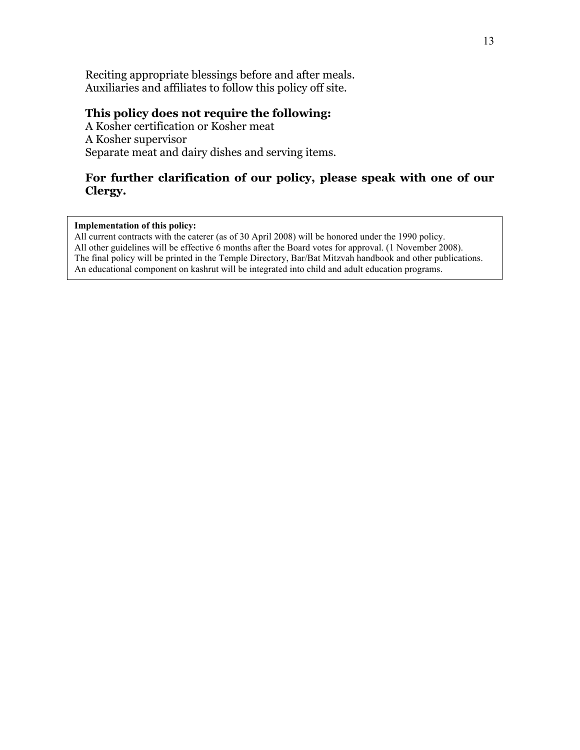Reciting appropriate blessings before and after meals.
Auxiliaries and affiliates to follow this policy off site.

**This policy does not require the following:**
A Kosher certification or Kosher meat
A Kosher supervisor
Separate meat and dairy dishes and serving items.

**For further clarification of our policy, please speak with one of our Clergy.**

**Implementation of this policy:**
All current contracts with the caterer (as of 30 April 2008) will be honored under the 1990 policy.
All other guidelines will be effective 6 months after the Board votes for approval. (1 November 2008).
The final policy will be printed in the Temple Directory, Bar/Bat Mitzvah handbook and other publications.
An educational component on kashrut will be integrated into child and adult education programs.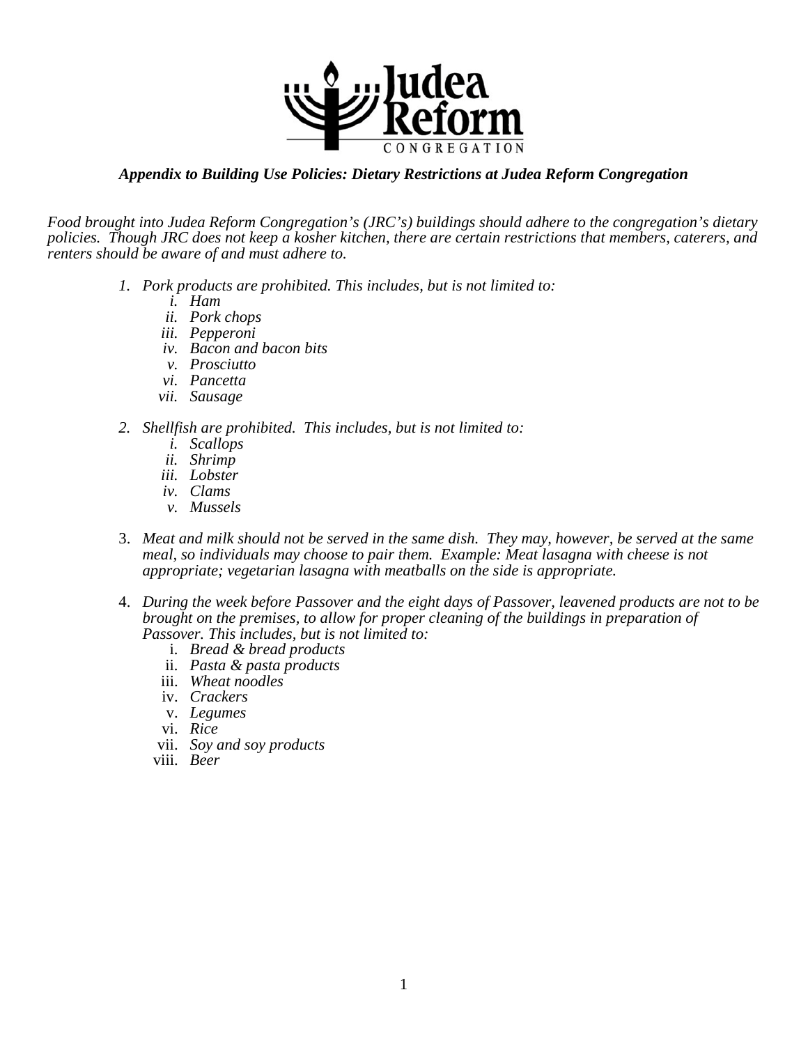Judea Reform CONGREGATION

***Appendix to Building Use Policies: Dietary Restrictions at Judea Reform Congregation***

*Food brought into Judea Reform Congregation's (JRC's) buildings should adhere to the congregation's dietary policies. Though JRC does not keep a kosher kitchen, there are certain restrictions that members, caterers, and renters should be aware of and must adhere to.*

1. *Pork products are prohibited. This includes, but is not limited to:*
   - i. *Ham*
   - ii. *Pork chops*
   - iii. *Pepperoni*
   - iv. *Bacon and bacon bits*
   - v. *Prosciutto*
   - vi. *Pancetta*
   - vii. *Sausage*

2. *Shellfish are prohibited. This includes, but is not limited to:*
   - i. *Scallops*
   - ii. *Shrimp*
   - iii. *Lobster*
   - iv. *Clams*
   - v. *Mussels*

3. *Meat and milk should not be served in the same dish. They may, however, be served at the same meal, so individuals may choose to pair them. Example: Meat lasagna with cheese is not appropriate; vegetarian lasagna with meatballs on the side is appropriate.*

4. *During the week before Passover and the eight days of Passover, leavened products are not to be brought on the premises, to allow for proper cleaning of the buildings in preparation of Passover. This includes, but is not limited to:*
   - i. *Bread & bread products*
   - ii. *Pasta & pasta products*
   - iii. *Wheat noodles*
   - iv. *Crackers*
   - v. *Legumes*
   - vi. *Rice*
   - vii. *Soy and soy products*
   - viii. *Beer*